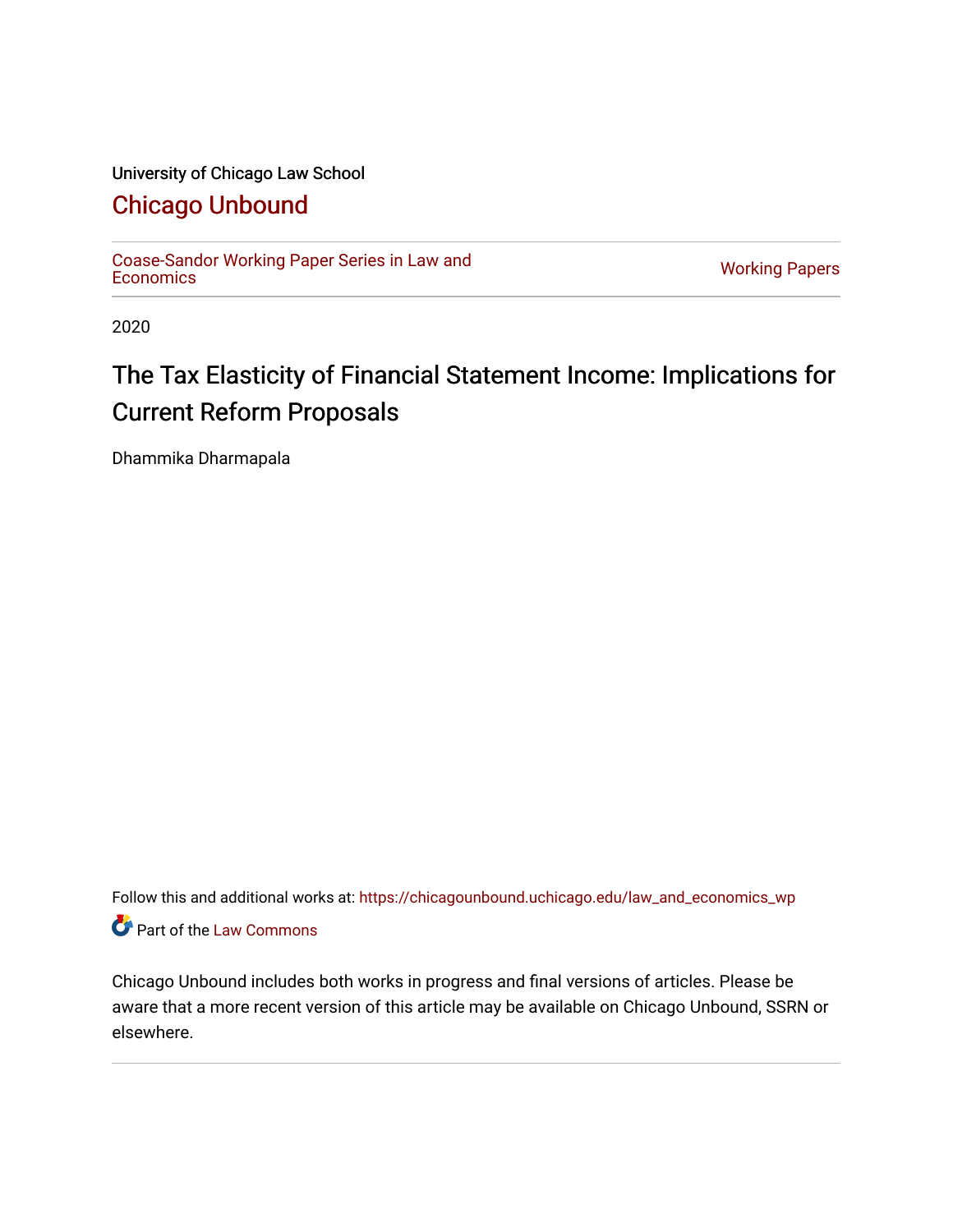University of Chicago Law School

# Chicago Unbound

Coase-Sandor Working Paper Series in Law and Economics

Working Papers

2020

# The Tax Elasticity of Financial Statement Income: Implications for Current Reform Proposals

Dhammika Dharmapala

Follow this and additional works at: https://chicagounbound.uchicago.edu/law_and_economics_wp

Part of the Law Commons

Chicago Unbound includes both works in progress and final versions of articles. Please be aware that a more recent version of this article may be available on Chicago Unbound, SSRN or elsewhere.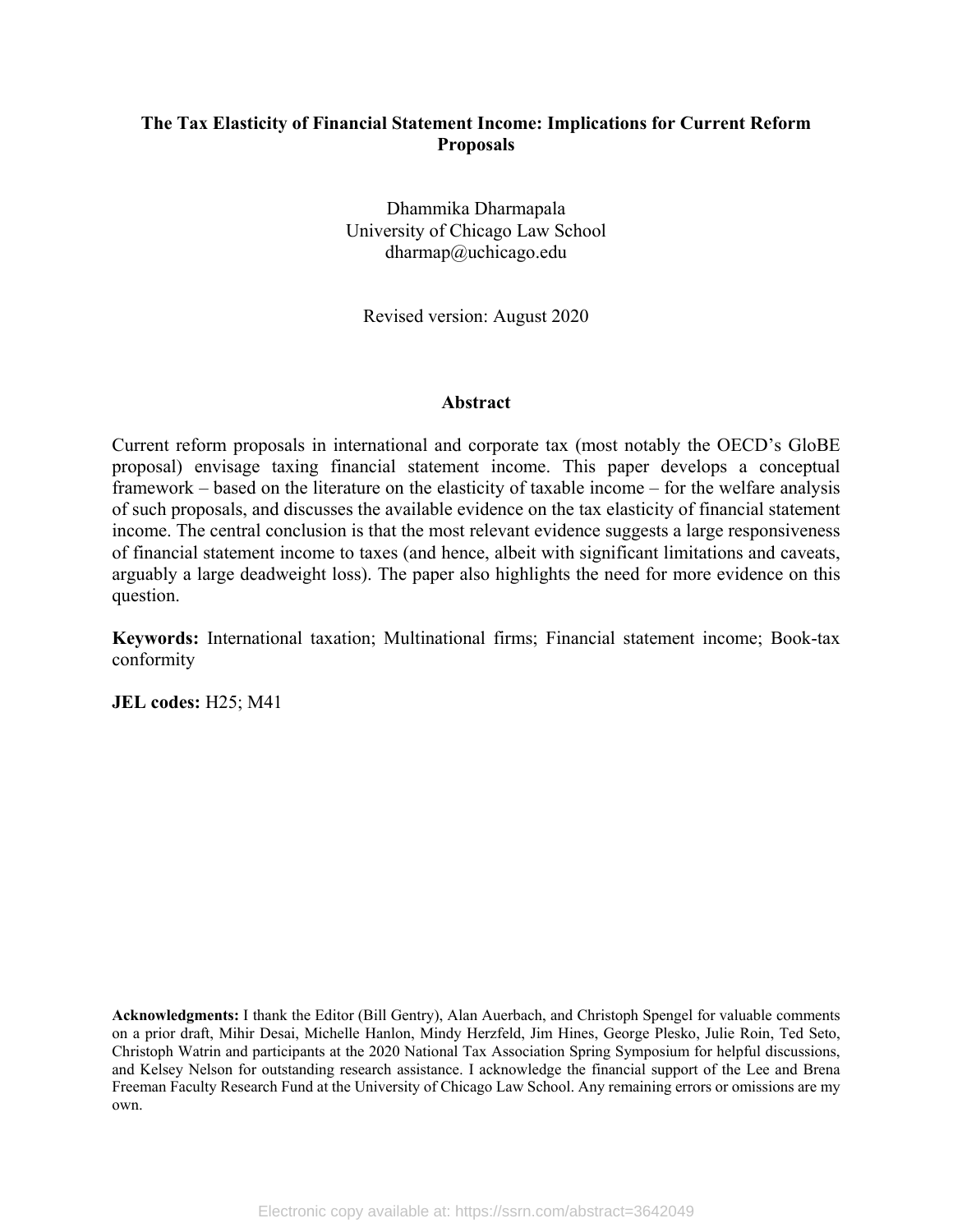# The Tax Elasticity of Financial Statement Income: Implications for Current Reform Proposals

Dhammika Dharmapala
University of Chicago Law School
dharmap@uchicago.edu

Revised version: August 2020

## Abstract

Current reform proposals in international and corporate tax (most notably the OECD's GloBE proposal) envisage taxing financial statement income. This paper develops a conceptual framework – based on the literature on the elasticity of taxable income – for the welfare analysis of such proposals, and discusses the available evidence on the tax elasticity of financial statement income. The central conclusion is that the most relevant evidence suggests a large responsiveness of financial statement income to taxes (and hence, albeit with significant limitations and caveats, arguably a large deadweight loss). The paper also highlights the need for more evidence on this question.

**Keywords:** International taxation; Multinational firms; Financial statement income; Book-tax conformity

**JEL codes:** H25; M41

**Acknowledgments:** I thank the Editor (Bill Gentry), Alan Auerbach, and Christoph Spengel for valuable comments on a prior draft, Mihir Desai, Michelle Hanlon, Mindy Herzfeld, Jim Hines, George Plesko, Julie Roin, Ted Seto, Christoph Watrin and participants at the 2020 National Tax Association Spring Symposium for helpful discussions, and Kelsey Nelson for outstanding research assistance. I acknowledge the financial support of the Lee and Brena Freeman Faculty Research Fund at the University of Chicago Law School. Any remaining errors or omissions are my own.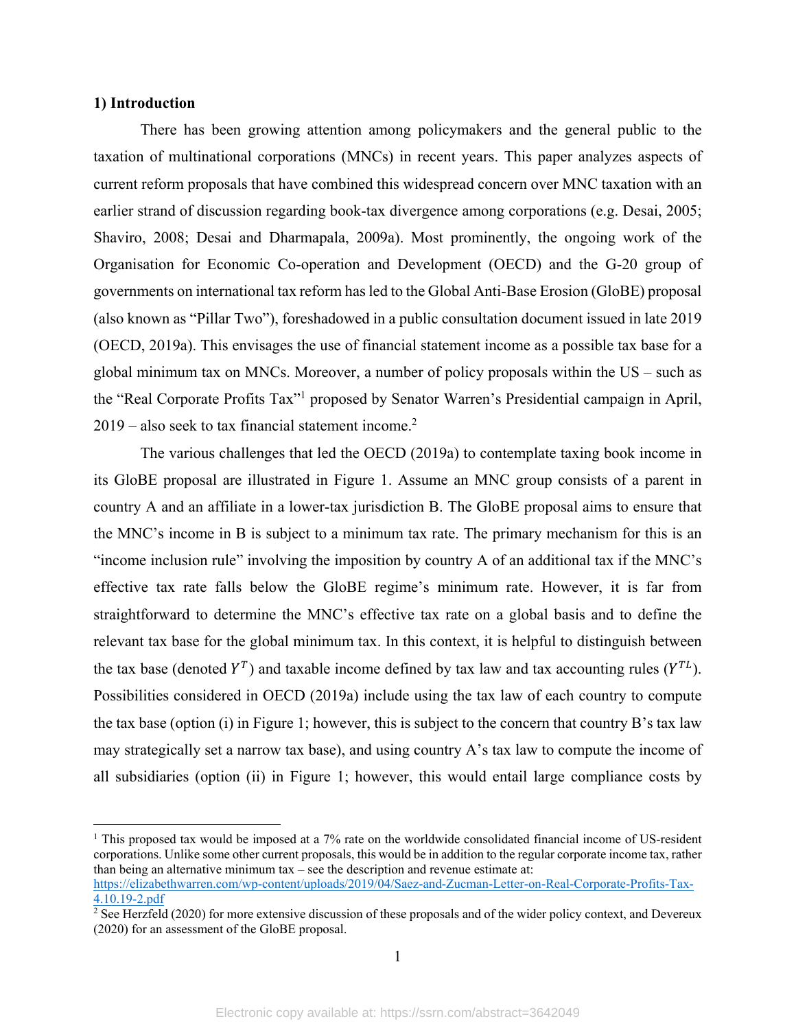## 1) Introduction

There has been growing attention among policymakers and the general public to the taxation of multinational corporations (MNCs) in recent years. This paper analyzes aspects of current reform proposals that have combined this widespread concern over MNC taxation with an earlier strand of discussion regarding book-tax divergence among corporations (e.g. Desai, 2005; Shaviro, 2008; Desai and Dharmapala, 2009a). Most prominently, the ongoing work of the Organisation for Economic Co-operation and Development (OECD) and the G-20 group of governments on international tax reform has led to the Global Anti-Base Erosion (GloBE) proposal (also known as "Pillar Two"), foreshadowed in a public consultation document issued in late 2019 (OECD, 2019a). This envisages the use of financial statement income as a possible tax base for a global minimum tax on MNCs. Moreover, a number of policy proposals within the US – such as the "Real Corporate Profits Tax"[1] proposed by Senator Warren's Presidential campaign in April, 2019 – also seek to tax financial statement income.[2]

The various challenges that led the OECD (2019a) to contemplate taxing book income in its GloBE proposal are illustrated in Figure 1. Assume an MNC group consists of a parent in country A and an affiliate in a lower-tax jurisdiction B. The GloBE proposal aims to ensure that the MNC's income in B is subject to a minimum tax rate. The primary mechanism for this is an "income inclusion rule" involving the imposition by country A of an additional tax if the MNC's effective tax rate falls below the GloBE regime's minimum rate. However, it is far from straightforward to determine the MNC's effective tax rate on a global basis and to define the relevant tax base for the global minimum tax. In this context, it is helpful to distinguish between the tax base (denoted $Y^T$) and taxable income defined by tax law and tax accounting rules ($Y^{TL}$). Possibilities considered in OECD (2019a) include using the tax law of each country to compute the tax base (option (i) in Figure 1; however, this is subject to the concern that country B's tax law may strategically set a narrow tax base), and using country A's tax law to compute the income of all subsidiaries (option (ii) in Figure 1; however, this would entail large compliance costs by

---

[1] This proposed tax would be imposed at a 7% rate on the worldwide consolidated financial income of US-resident corporations. Unlike some other current proposals, this would be in addition to the regular corporate income tax, rather than being an alternative minimum tax – see the description and revenue estimate at: https://elizabethwarren.com/wp-content/uploads/2019/04/Saez-and-Zucman-Letter-on-Real-Corporate-Profits-Tax-4.10.19-2.pdf

[2] See Herzfeld (2020) for more extensive discussion of these proposals and of the wider policy context, and Devereux (2020) for an assessment of the GloBE proposal.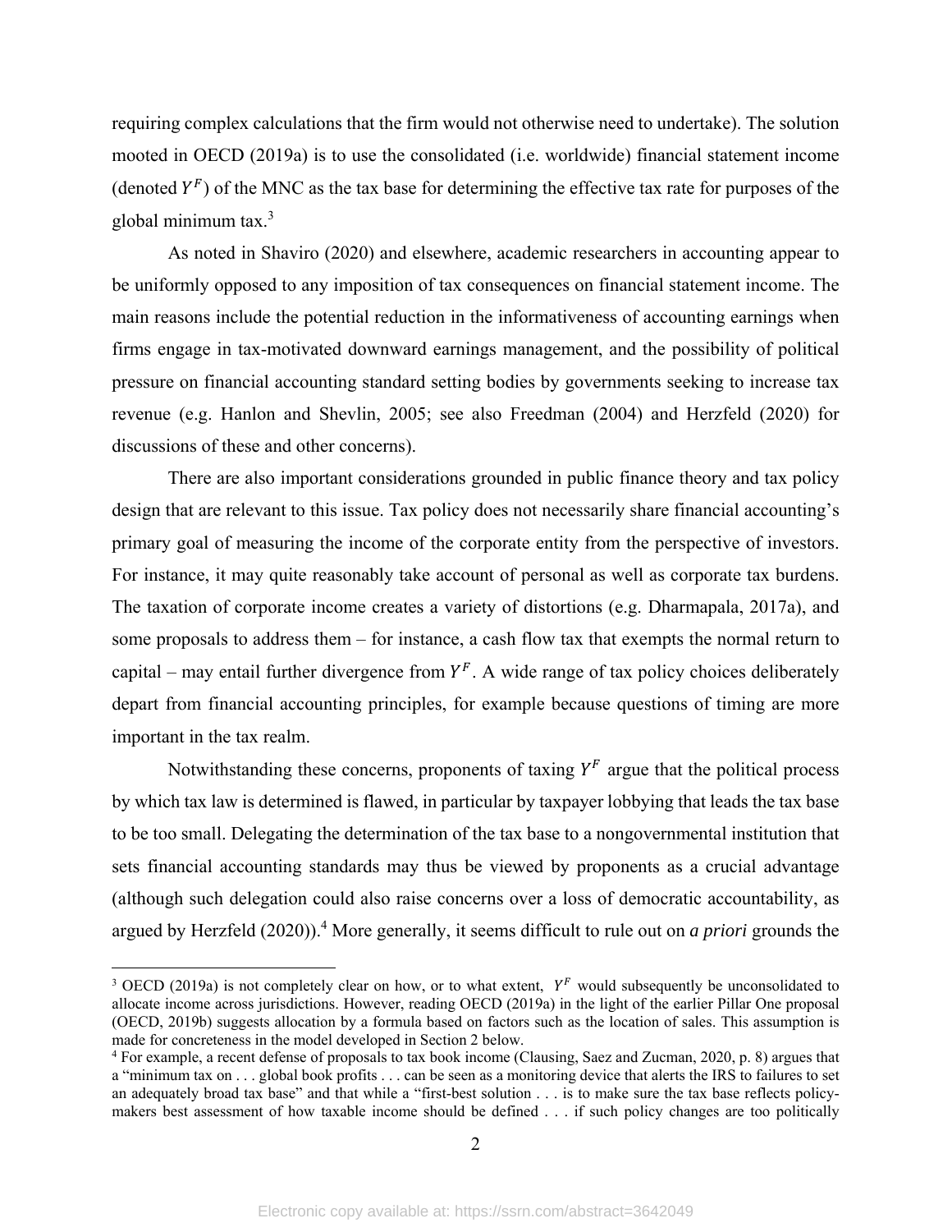requiring complex calculations that the firm would not otherwise need to undertake). The solution mooted in OECD (2019a) is to use the consolidated (i.e. worldwide) financial statement income (denoted $Y^F$) of the MNC as the tax base for determining the effective tax rate for purposes of the global minimum tax.[3]

As noted in Shaviro (2020) and elsewhere, academic researchers in accounting appear to be uniformly opposed to any imposition of tax consequences on financial statement income. The main reasons include the potential reduction in the informativeness of accounting earnings when firms engage in tax-motivated downward earnings management, and the possibility of political pressure on financial accounting standard setting bodies by governments seeking to increase tax revenue (e.g. Hanlon and Shevlin, 2005; see also Freedman (2004) and Herzfeld (2020) for discussions of these and other concerns).

There are also important considerations grounded in public finance theory and tax policy design that are relevant to this issue. Tax policy does not necessarily share financial accounting's primary goal of measuring the income of the corporate entity from the perspective of investors. For instance, it may quite reasonably take account of personal as well as corporate tax burdens. The taxation of corporate income creates a variety of distortions (e.g. Dharmapala, 2017a), and some proposals to address them – for instance, a cash flow tax that exempts the normal return to capital – may entail further divergence from $Y^F$. A wide range of tax policy choices deliberately depart from financial accounting principles, for example because questions of timing are more important in the tax realm.

Notwithstanding these concerns, proponents of taxing $Y^F$ argue that the political process by which tax law is determined is flawed, in particular by taxpayer lobbying that leads the tax base to be too small. Delegating the determination of the tax base to a nongovernmental institution that sets financial accounting standards may thus be viewed by proponents as a crucial advantage (although such delegation could also raise concerns over a loss of democratic accountability, as argued by Herzfeld (2020)).[4] More generally, it seems difficult to rule out on *a priori* grounds the

[3] OECD (2019a) is not completely clear on how, or to what extent, $Y^F$ would subsequently be unconsolidated to allocate income across jurisdictions. However, reading OECD (2019a) in the light of the earlier Pillar One proposal (OECD, 2019b) suggests allocation by a formula based on factors such as the location of sales. This assumption is made for concreteness in the model developed in Section 2 below.

[4] For example, a recent defense of proposals to tax book income (Clausing, Saez and Zucman, 2020, p. 8) argues that a "minimum tax on . . . global book profits . . . can be seen as a monitoring device that alerts the IRS to failures to set an adequately broad tax base" and that while a "first-best solution . . . is to make sure the tax base reflects policy-makers best assessment of how taxable income should be defined . . . if such policy changes are too politically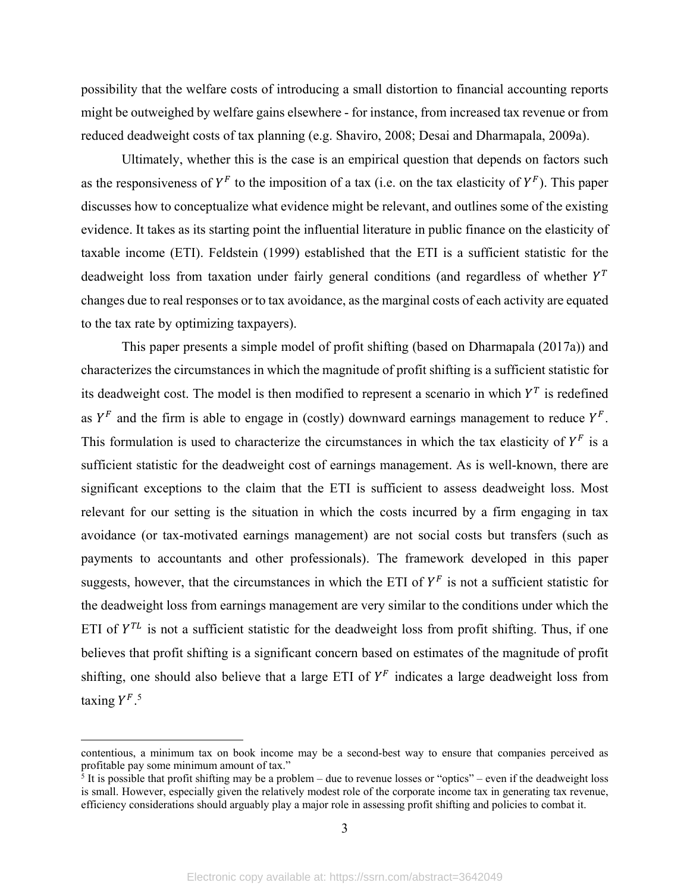possibility that the welfare costs of introducing a small distortion to financial accounting reports might be outweighed by welfare gains elsewhere - for instance, from increased tax revenue or from reduced deadweight costs of tax planning (e.g. Shaviro, 2008; Desai and Dharmapala, 2009a).

Ultimately, whether this is the case is an empirical question that depends on factors such as the responsiveness of $Y^F$ to the imposition of a tax (i.e. on the tax elasticity of $Y^F$). This paper discusses how to conceptualize what evidence might be relevant, and outlines some of the existing evidence. It takes as its starting point the influential literature in public finance on the elasticity of taxable income (ETI). Feldstein (1999) established that the ETI is a sufficient statistic for the deadweight loss from taxation under fairly general conditions (and regardless of whether $Y^T$ changes due to real responses or to tax avoidance, as the marginal costs of each activity are equated to the tax rate by optimizing taxpayers).

This paper presents a simple model of profit shifting (based on Dharmapala (2017a)) and characterizes the circumstances in which the magnitude of profit shifting is a sufficient statistic for its deadweight cost. The model is then modified to represent a scenario in which $Y^T$ is redefined as $Y^F$ and the firm is able to engage in (costly) downward earnings management to reduce $Y^F$. This formulation is used to characterize the circumstances in which the tax elasticity of $Y^F$ is a sufficient statistic for the deadweight cost of earnings management. As is well-known, there are significant exceptions to the claim that the ETI is sufficient to assess deadweight loss. Most relevant for our setting is the situation in which the costs incurred by a firm engaging in tax avoidance (or tax-motivated earnings management) are not social costs but transfers (such as payments to accountants and other professionals). The framework developed in this paper suggests, however, that the circumstances in which the ETI of $Y^F$ is not a sufficient statistic for the deadweight loss from earnings management are very similar to the conditions under which the ETI of $Y^{TL}$ is not a sufficient statistic for the deadweight loss from profit shifting. Thus, if one believes that profit shifting is a significant concern based on estimates of the magnitude of profit shifting, one should also believe that a large ETI of $Y^F$ indicates a large deadweight loss from taxing $Y^F$.[5]

---

contentious, a minimum tax on book income may be a second-best way to ensure that companies perceived as profitable pay some minimum amount of tax."

[5] It is possible that profit shifting may be a problem – due to revenue losses or "optics" – even if the deadweight loss is small. However, especially given the relatively modest role of the corporate income tax in generating tax revenue, efficiency considerations should arguably play a major role in assessing profit shifting and policies to combat it.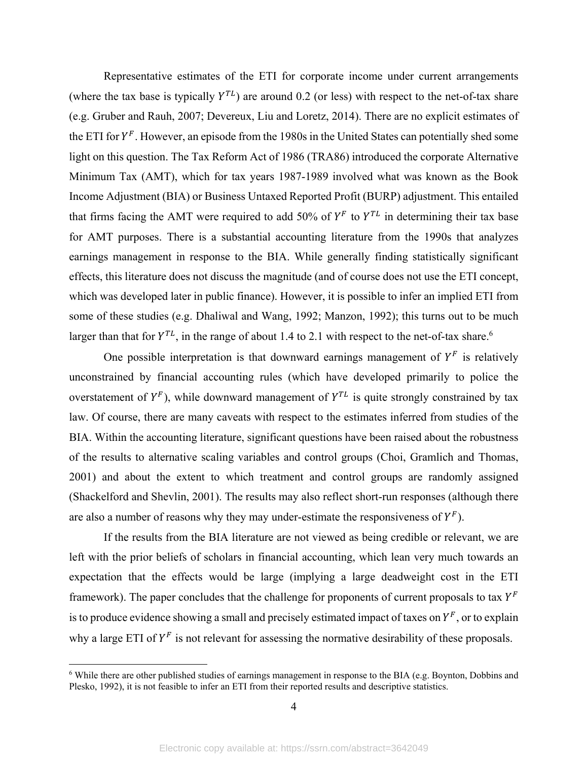Representative estimates of the ETI for corporate income under current arrangements (where the tax base is typically $Y^{TL}$) are around 0.2 (or less) with respect to the net-of-tax share (e.g. Gruber and Rauh, 2007; Devereux, Liu and Loretz, 2014). There are no explicit estimates of the ETI for $Y^{F}$. However, an episode from the 1980s in the United States can potentially shed some light on this question. The Tax Reform Act of 1986 (TRA86) introduced the corporate Alternative Minimum Tax (AMT), which for tax years 1987-1989 involved what was known as the Book Income Adjustment (BIA) or Business Untaxed Reported Profit (BURP) adjustment. This entailed that firms facing the AMT were required to add 50% of $Y^{F}$ to $Y^{TL}$ in determining their tax base for AMT purposes. There is a substantial accounting literature from the 1990s that analyzes earnings management in response to the BIA. While generally finding statistically significant effects, this literature does not discuss the magnitude (and of course does not use the ETI concept, which was developed later in public finance). However, it is possible to infer an implied ETI from some of these studies (e.g. Dhaliwal and Wang, 1992; Manzon, 1992); this turns out to be much larger than that for $Y^{TL}$, in the range of about 1.4 to 2.1 with respect to the net-of-tax share.[6]

One possible interpretation is that downward earnings management of $Y^{F}$ is relatively unconstrained by financial accounting rules (which have developed primarily to police the overstatement of $Y^{F}$), while downward management of $Y^{TL}$ is quite strongly constrained by tax law. Of course, there are many caveats with respect to the estimates inferred from studies of the BIA. Within the accounting literature, significant questions have been raised about the robustness of the results to alternative scaling variables and control groups (Choi, Gramlich and Thomas, 2001) and about the extent to which treatment and control groups are randomly assigned (Shackelford and Shevlin, 2001). The results may also reflect short-run responses (although there are also a number of reasons why they may under-estimate the responsiveness of $Y^{F}$).

If the results from the BIA literature are not viewed as being credible or relevant, we are left with the prior beliefs of scholars in financial accounting, which lean very much towards an expectation that the effects would be large (implying a large deadweight cost in the ETI framework). The paper concludes that the challenge for proponents of current proposals to tax $Y^{F}$ is to produce evidence showing a small and precisely estimated impact of taxes on $Y^{F}$, or to explain why a large ETI of $Y^{F}$ is not relevant for assessing the normative desirability of these proposals.

[6] While there are other published studies of earnings management in response to the BIA (e.g. Boynton, Dobbins and Plesko, 1992), it is not feasible to infer an ETI from their reported results and descriptive statistics.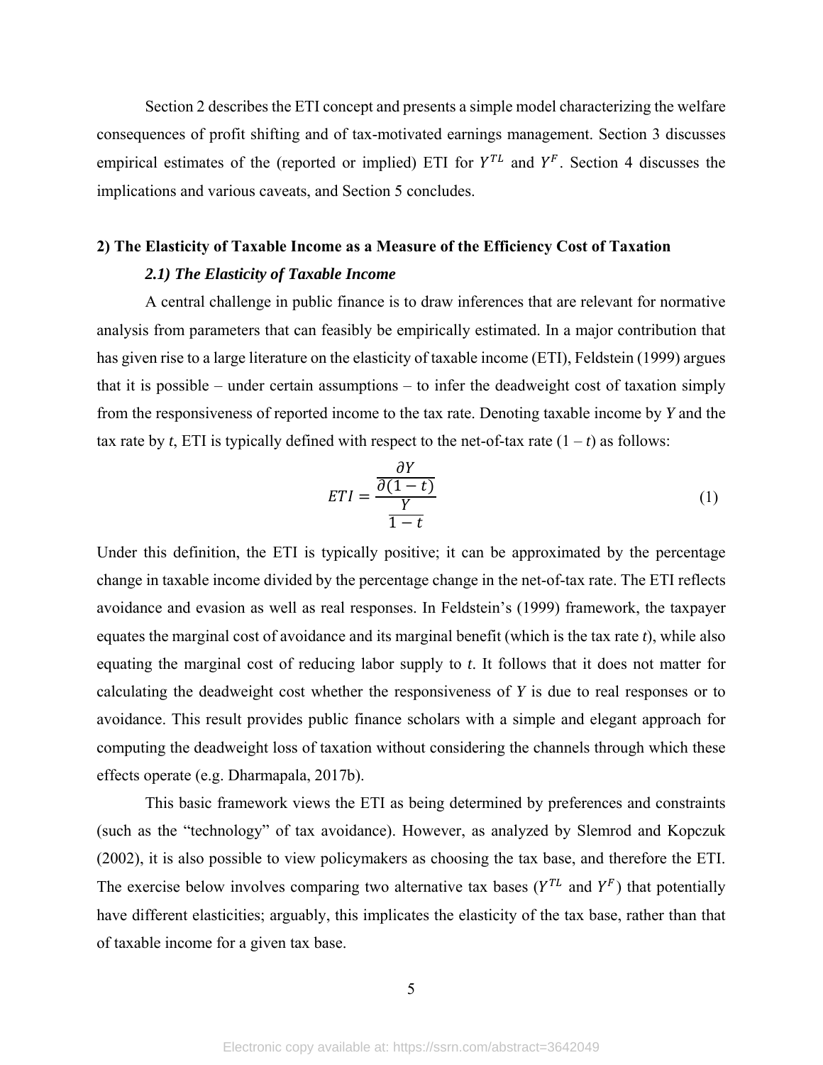Section 2 describes the ETI concept and presents a simple model characterizing the welfare consequences of profit shifting and of tax-motivated earnings management. Section 3 discusses empirical estimates of the (reported or implied) ETI for $Y^{TL}$ and $Y^{F}$. Section 4 discusses the implications and various caveats, and Section 5 concludes.

## 2) The Elasticity of Taxable Income as a Measure of the Efficiency Cost of Taxation

### *2.1) The Elasticity of Taxable Income*

A central challenge in public finance is to draw inferences that are relevant for normative analysis from parameters that can feasibly be empirically estimated. In a major contribution that has given rise to a large literature on the elasticity of taxable income (ETI), Feldstein (1999) argues that it is possible – under certain assumptions – to infer the deadweight cost of taxation simply from the responsiveness of reported income to the tax rate. Denoting taxable income by *Y* and the tax rate by *t*, ETI is typically defined with respect to the net-of-tax rate (1 – *t*) as follows:

$$ETI = \frac{\frac{\partial Y}{\partial(1-t)}}{\frac{Y}{1-t}} \tag{1}$$

Under this definition, the ETI is typically positive; it can be approximated by the percentage change in taxable income divided by the percentage change in the net-of-tax rate. The ETI reflects avoidance and evasion as well as real responses. In Feldstein's (1999) framework, the taxpayer equates the marginal cost of avoidance and its marginal benefit (which is the tax rate *t*), while also equating the marginal cost of reducing labor supply to *t*. It follows that it does not matter for calculating the deadweight cost whether the responsiveness of *Y* is due to real responses or to avoidance. This result provides public finance scholars with a simple and elegant approach for computing the deadweight loss of taxation without considering the channels through which these effects operate (e.g. Dharmapala, 2017b).

This basic framework views the ETI as being determined by preferences and constraints (such as the "technology" of tax avoidance). However, as analyzed by Slemrod and Kopczuk (2002), it is also possible to view policymakers as choosing the tax base, and therefore the ETI. The exercise below involves comparing two alternative tax bases ($Y^{TL}$ and $Y^{F}$) that potentially have different elasticities; arguably, this implicates the elasticity of the tax base, rather than that of taxable income for a given tax base.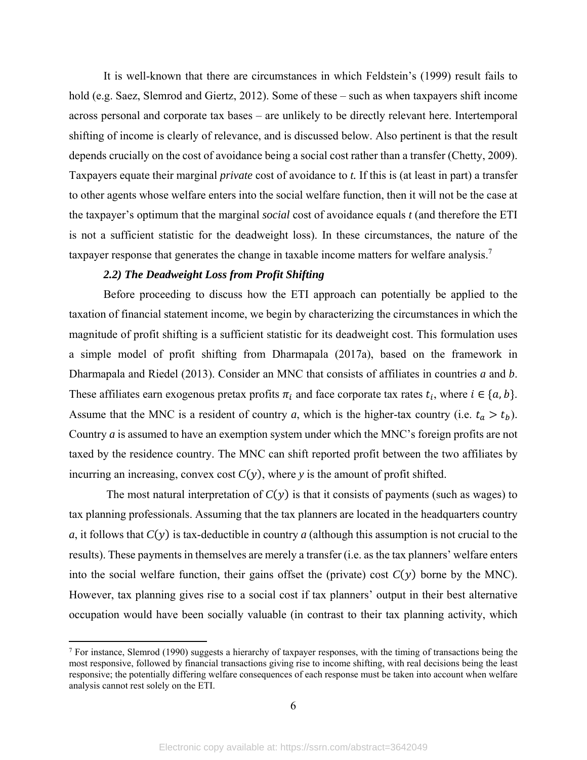It is well-known that there are circumstances in which Feldstein's (1999) result fails to hold (e.g. Saez, Slemrod and Giertz, 2012). Some of these – such as when taxpayers shift income across personal and corporate tax bases – are unlikely to be directly relevant here. Intertemporal shifting of income is clearly of relevance, and is discussed below. Also pertinent is that the result depends crucially on the cost of avoidance being a social cost rather than a transfer (Chetty, 2009). Taxpayers equate their marginal *private* cost of avoidance to $t$. If this is (at least in part) a transfer to other agents whose welfare enters into the social welfare function, then it will not be the case at the taxpayer's optimum that the marginal *social* cost of avoidance equals $t$ (and therefore the ETI is not a sufficient statistic for the deadweight loss). In these circumstances, the nature of the taxpayer response that generates the change in taxable income matters for welfare analysis.[7]

### *2.2) The Deadweight Loss from Profit Shifting*

Before proceeding to discuss how the ETI approach can potentially be applied to the taxation of financial statement income, we begin by characterizing the circumstances in which the magnitude of profit shifting is a sufficient statistic for its deadweight cost. This formulation uses a simple model of profit shifting from Dharmapala (2017a), based on the framework in Dharmapala and Riedel (2013). Consider an MNC that consists of affiliates in countries *a* and *b*. These affiliates earn exogenous pretax profits $\pi_i$ and face corporate tax rates $t_i$, where $i \in \{a, b\}$. Assume that the MNC is a resident of country *a*, which is the higher-tax country (i.e. $t_a > t_b$). Country *a* is assumed to have an exemption system under which the MNC's foreign profits are not taxed by the residence country. The MNC can shift reported profit between the two affiliates by incurring an increasing, convex cost $C(y)$, where $y$ is the amount of profit shifted.

The most natural interpretation of $C(y)$ is that it consists of payments (such as wages) to tax planning professionals. Assuming that the tax planners are located in the headquarters country *a*, it follows that $C(y)$ is tax-deductible in country *a* (although this assumption is not crucial to the results). These payments in themselves are merely a transfer (i.e. as the tax planners' welfare enters into the social welfare function, their gains offset the (private) cost $C(y)$ borne by the MNC). However, tax planning gives rise to a social cost if tax planners' output in their best alternative occupation would have been socially valuable (in contrast to their tax planning activity, which

[7] For instance, Slemrod (1990) suggests a hierarchy of taxpayer responses, with the timing of transactions being the most responsive, followed by financial transactions giving rise to income shifting, with real decisions being the least responsive; the potentially differing welfare consequences of each response must be taken into account when welfare analysis cannot rest solely on the ETI.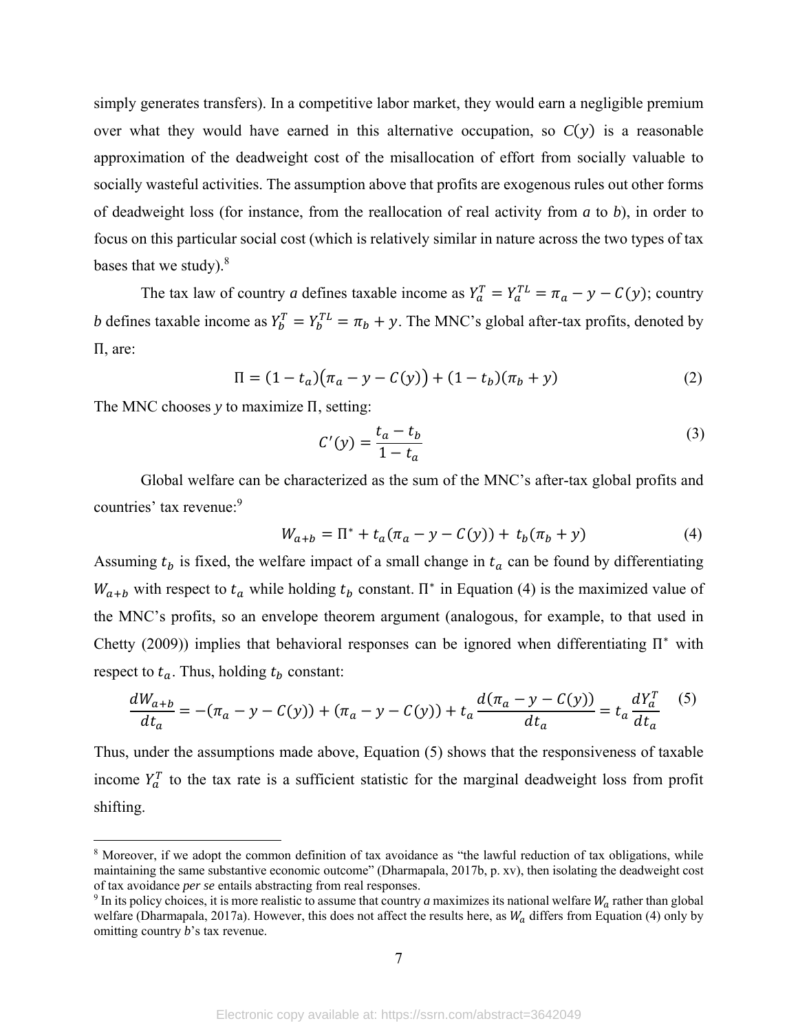simply generates transfers). In a competitive labor market, they would earn a negligible premium over what they would have earned in this alternative occupation, so $C(y)$ is a reasonable approximation of the deadweight cost of the misallocation of effort from socially valuable to socially wasteful activities. The assumption above that profits are exogenous rules out other forms of deadweight loss (for instance, from the reallocation of real activity from *a* to *b*), in order to focus on this particular social cost (which is relatively similar in nature across the two types of tax bases that we study).[8]

The tax law of country *a* defines taxable income as $Y_a^T = Y_a^{TL} = \pi_a - y - C(y)$; country *b* defines taxable income as $Y_b^T = Y_b^{TL} = \pi_b + y$. The MNC's global after-tax profits, denoted by $\Pi$, are:

$$\Pi = (1 - t_a)\big(\pi_a - y - C(y)\big) + (1 - t_b)(\pi_b + y) \tag{2}$$

The MNC chooses $y$ to maximize $\Pi$, setting:

$$C'(y) = \frac{t_a - t_b}{1 - t_a} \tag{3}$$

Global welfare can be characterized as the sum of the MNC's after-tax global profits and countries' tax revenue:[9]

$$W_{a+b} = \Pi^* + t_a(\pi_a - y - C(y)) + t_b(\pi_b + y) \tag{4}$$

Assuming $t_b$ is fixed, the welfare impact of a small change in $t_a$ can be found by differentiating $W_{a+b}$ with respect to $t_a$ while holding $t_b$ constant. $\Pi^*$ in Equation (4) is the maximized value of the MNC's profits, so an envelope theorem argument (analogous, for example, to that used in Chetty (2009)) implies that behavioral responses can be ignored when differentiating $\Pi^*$ with respect to $t_a$. Thus, holding $t_b$ constant:

$$\frac{dW_{a+b}}{dt_a} = -(\pi_a - y - C(y)) + (\pi_a - y - C(y)) + t_a \frac{d(\pi_a - y - C(y))}{dt_a} = t_a \frac{dY_a^T}{dt_a} \tag{5}$$

Thus, under the assumptions made above, Equation (5) shows that the responsiveness of taxable income $Y_a^T$ to the tax rate is a sufficient statistic for the marginal deadweight loss from profit shifting.

[8] Moreover, if we adopt the common definition of tax avoidance as "the lawful reduction of tax obligations, while maintaining the same substantive economic outcome" (Dharmapala, 2017b, p. xv), then isolating the deadweight cost of tax avoidance *per se* entails abstracting from real responses.

[9] In its policy choices, it is more realistic to assume that country *a* maximizes its national welfare $W_a$ rather than global welfare (Dharmapala, 2017a). However, this does not affect the results here, as $W_a$ differs from Equation (4) only by omitting country *b*'s tax revenue.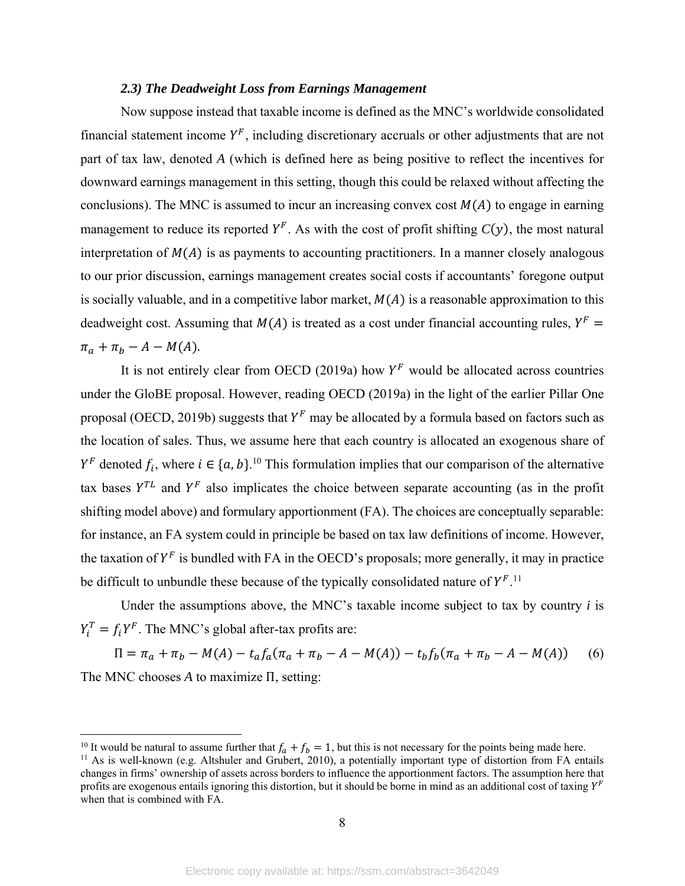### *2.3) The Deadweight Loss from Earnings Management*

Now suppose instead that taxable income is defined as the MNC's worldwide consolidated financial statement income $Y^F$, including discretionary accruals or other adjustments that are not part of tax law, denoted $A$ (which is defined here as being positive to reflect the incentives for downward earnings management in this setting, though this could be relaxed without affecting the conclusions). The MNC is assumed to incur an increasing convex cost $M(A)$ to engage in earning management to reduce its reported $Y^F$. As with the cost of profit shifting $C(y)$, the most natural interpretation of $M(A)$ is as payments to accounting practitioners. In a manner closely analogous to our prior discussion, earnings management creates social costs if accountants' foregone output is socially valuable, and in a competitive labor market, $M(A)$ is a reasonable approximation to this deadweight cost. Assuming that $M(A)$ is treated as a cost under financial accounting rules, $Y^F = \pi_a + \pi_b - A - M(A)$.

It is not entirely clear from OECD (2019a) how $Y^F$ would be allocated across countries under the GloBE proposal. However, reading OECD (2019a) in the light of the earlier Pillar One proposal (OECD, 2019b) suggests that $Y^F$ may be allocated by a formula based on factors such as the location of sales. Thus, we assume here that each country is allocated an exogenous share of $Y^F$ denoted $f_i$, where $i \in \{a, b\}$.[10] This formulation implies that our comparison of the alternative tax bases $Y^{TL}$ and $Y^F$ also implicates the choice between separate accounting (as in the profit shifting model above) and formulary apportionment (FA). The choices are conceptually separable: for instance, an FA system could in principle be based on tax law definitions of income. However, the taxation of $Y^F$ is bundled with FA in the OECD's proposals; more generally, it may in practice be difficult to unbundle these because of the typically consolidated nature of $Y^F$.[11]

Under the assumptions above, the MNC's taxable income subject to tax by country $i$ is $Y_i^T = f_i Y^F$. The MNC's global after-tax profits are:

$$\Pi = \pi_a + \pi_b - M(A) - t_a f_a(\pi_a + \pi_b - A - M(A)) - t_b f_b(\pi_a + \pi_b - A - M(A)) \qquad (6)$$

The MNC chooses $A$ to maximize $\Pi$, setting:

---

[10] It would be natural to assume further that $f_a + f_b = 1$, but this is not necessary for the points being made here.

[11] As is well-known (e.g. Altshuler and Grubert, 2010), a potentially important type of distortion from FA entails changes in firms' ownership of assets across borders to influence the apportionment factors. The assumption here that profits are exogenous entails ignoring this distortion, but it should be borne in mind as an additional cost of taxing $Y^F$ when that is combined with FA.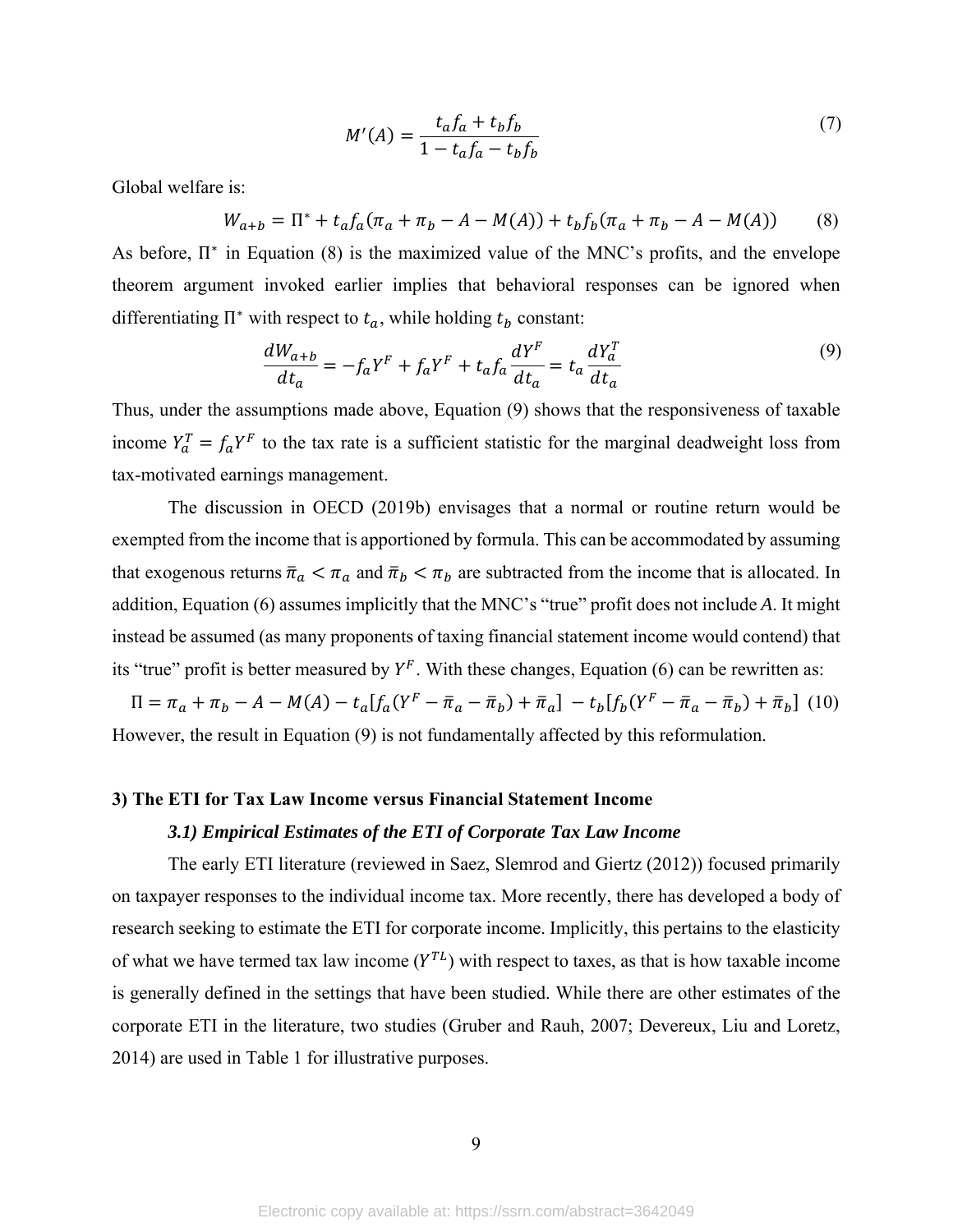$$M'(A) = \frac{t_a f_a + t_b f_b}{1 - t_a f_a - t_b f_b} \tag{7}$$

Global welfare is:

$$W_{a+b} = \Pi^* + t_a f_a(\pi_a + \pi_b - A - M(A)) + t_b f_b(\pi_a + \pi_b - A - M(A)) \tag{8}$$

As before, $\Pi^*$ in Equation (8) is the maximized value of the MNC's profits, and the envelope theorem argument invoked earlier implies that behavioral responses can be ignored when differentiating $\Pi^*$ with respect to $t_a$, while holding $t_b$ constant:

$$\frac{dW_{a+b}}{dt_a} = -f_a Y^F + f_a Y^F + t_a f_a \frac{dY^F}{dt_a} = t_a \frac{dY_a^T}{dt_a} \tag{9}$$

Thus, under the assumptions made above, Equation (9) shows that the responsiveness of taxable income $Y_a^T = f_a Y^F$ to the tax rate is a sufficient statistic for the marginal deadweight loss from tax-motivated earnings management.

The discussion in OECD (2019b) envisages that a normal or routine return would be exempted from the income that is apportioned by formula. This can be accommodated by assuming that exogenous returns $\bar{\pi}_a < \pi_a$ and $\bar{\pi}_b < \pi_b$ are subtracted from the income that is allocated. In addition, Equation (6) assumes implicitly that the MNC's "true" profit does not include $A$. It might instead be assumed (as many proponents of taxing financial statement income would contend) that its "true" profit is better measured by $Y^F$. With these changes, Equation (6) can be rewritten as:

$$\Pi = \pi_a + \pi_b - A - M(A) - t_a[f_a(Y^F - \bar{\pi}_a - \bar{\pi}_b) + \bar{\pi}_a] - t_b[f_b(Y^F - \bar{\pi}_a - \bar{\pi}_b) + \bar{\pi}_b] \tag{10}$$

However, the result in Equation (9) is not fundamentally affected by this reformulation.

## 3) The ETI for Tax Law Income versus Financial Statement Income

### *3.1) Empirical Estimates of the ETI of Corporate Tax Law Income*

The early ETI literature (reviewed in Saez, Slemrod and Giertz (2012)) focused primarily on taxpayer responses to the individual income tax. More recently, there has developed a body of research seeking to estimate the ETI for corporate income. Implicitly, this pertains to the elasticity of what we have termed tax law income ($Y^{TL}$) with respect to taxes, as that is how taxable income is generally defined in the settings that have been studied. While there are other estimates of the corporate ETI in the literature, two studies (Gruber and Rauh, 2007; Devereux, Liu and Loretz, 2014) are used in Table 1 for illustrative purposes.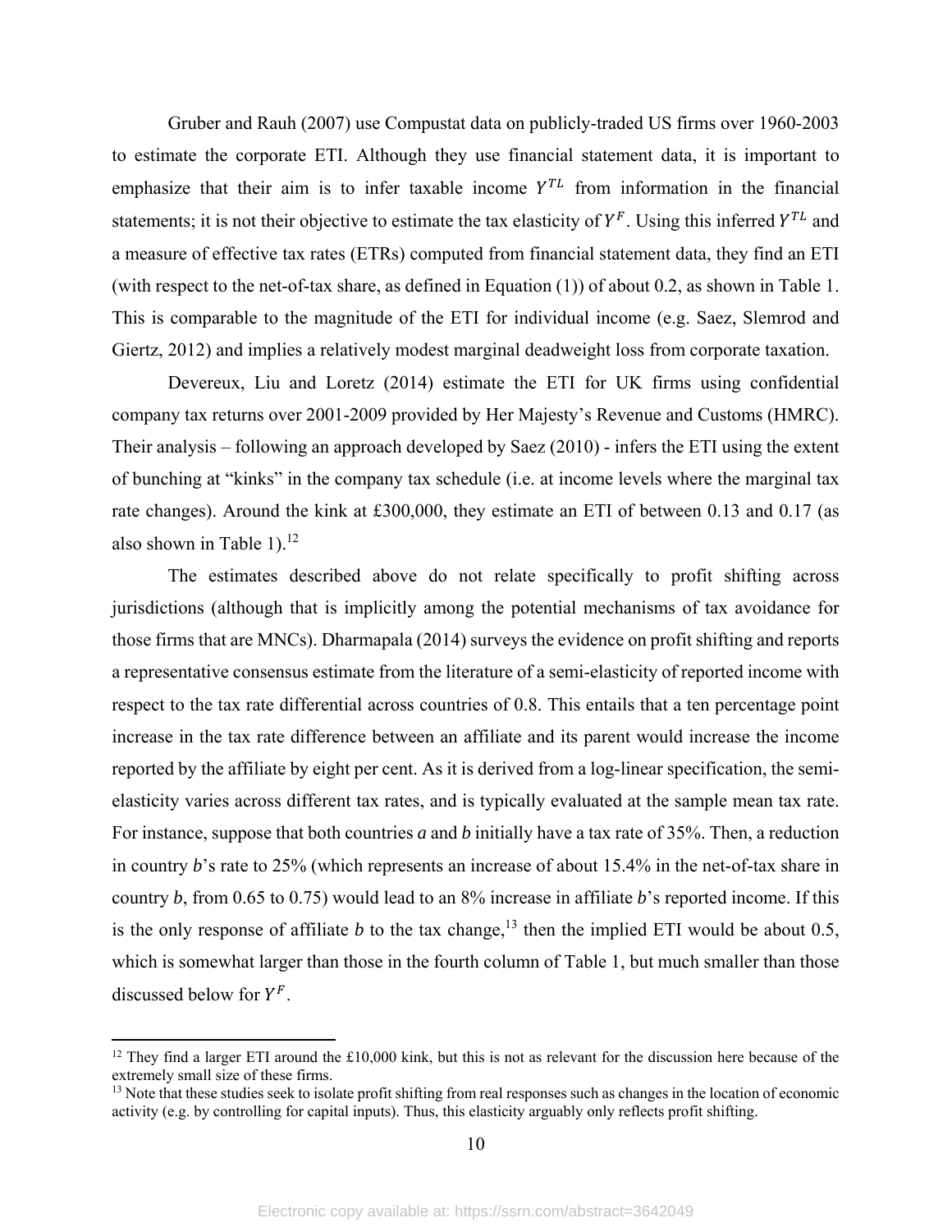Gruber and Rauh (2007) use Compustat data on publicly-traded US firms over 1960-2003 to estimate the corporate ETI. Although they use financial statement data, it is important to emphasize that their aim is to infer taxable income $Y^{TL}$ from information in the financial statements; it is not their objective to estimate the tax elasticity of $Y^F$. Using this inferred $Y^{TL}$ and a measure of effective tax rates (ETRs) computed from financial statement data, they find an ETI (with respect to the net-of-tax share, as defined in Equation (1)) of about 0.2, as shown in Table 1. This is comparable to the magnitude of the ETI for individual income (e.g. Saez, Slemrod and Giertz, 2012) and implies a relatively modest marginal deadweight loss from corporate taxation.

Devereux, Liu and Loretz (2014) estimate the ETI for UK firms using confidential company tax returns over 2001-2009 provided by Her Majesty's Revenue and Customs (HMRC). Their analysis – following an approach developed by Saez (2010) - infers the ETI using the extent of bunching at "kinks" in the company tax schedule (i.e. at income levels where the marginal tax rate changes). Around the kink at £300,000, they estimate an ETI of between 0.13 and 0.17 (as also shown in Table 1).[12]

The estimates described above do not relate specifically to profit shifting across jurisdictions (although that is implicitly among the potential mechanisms of tax avoidance for those firms that are MNCs). Dharmapala (2014) surveys the evidence on profit shifting and reports a representative consensus estimate from the literature of a semi-elasticity of reported income with respect to the tax rate differential across countries of 0.8. This entails that a ten percentage point increase in the tax rate difference between an affiliate and its parent would increase the income reported by the affiliate by eight per cent. As it is derived from a log-linear specification, the semi-elasticity varies across different tax rates, and is typically evaluated at the sample mean tax rate. For instance, suppose that both countries *a* and *b* initially have a tax rate of 35%. Then, a reduction in country *b*'s rate to 25% (which represents an increase of about 15.4% in the net-of-tax share in country *b*, from 0.65 to 0.75) would lead to an 8% increase in affiliate *b*'s reported income. If this is the only response of affiliate $b$ to the tax change,[13] then the implied ETI would be about 0.5, which is somewhat larger than those in the fourth column of Table 1, but much smaller than those discussed below for $Y^F$.

---

[12] They find a larger ETI around the £10,000 kink, but this is not as relevant for the discussion here because of the extremely small size of these firms.

[13] Note that these studies seek to isolate profit shifting from real responses such as changes in the location of economic activity (e.g. by controlling for capital inputs). Thus, this elasticity arguably only reflects profit shifting.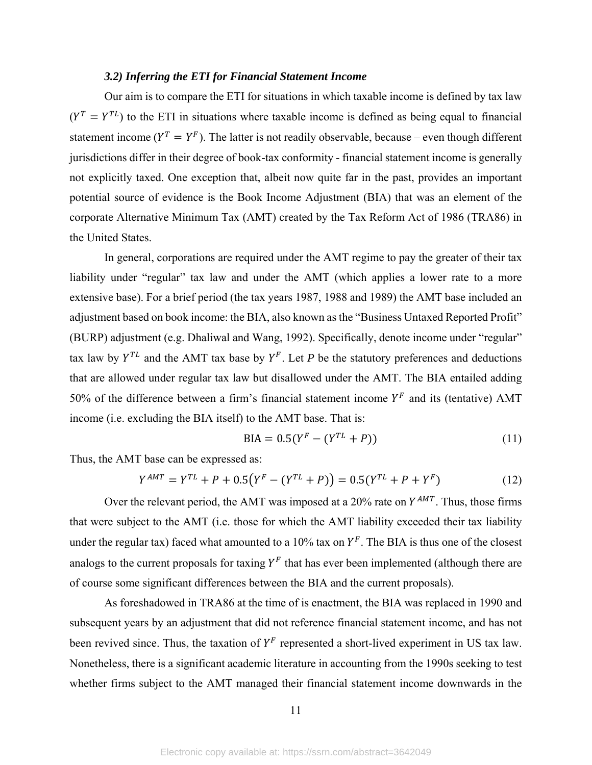### *3.2) Inferring the ETI for Financial Statement Income*

Our aim is to compare the ETI for situations in which taxable income is defined by tax law ($Y^T = Y^{TL}$) to the ETI in situations where taxable income is defined as being equal to financial statement income ($Y^T = Y^F$). The latter is not readily observable, because – even though different jurisdictions differ in their degree of book-tax conformity - financial statement income is generally not explicitly taxed. One exception that, albeit now quite far in the past, provides an important potential source of evidence is the Book Income Adjustment (BIA) that was an element of the corporate Alternative Minimum Tax (AMT) created by the Tax Reform Act of 1986 (TRA86) in the United States.

In general, corporations are required under the AMT regime to pay the greater of their tax liability under "regular" tax law and under the AMT (which applies a lower rate to a more extensive base). For a brief period (the tax years 1987, 1988 and 1989) the AMT base included an adjustment based on book income: the BIA, also known as the "Business Untaxed Reported Profit" (BURP) adjustment (e.g. Dhaliwal and Wang, 1992). Specifically, denote income under "regular" tax law by $Y^{TL}$ and the AMT tax base by $Y^F$. Let $P$ be the statutory preferences and deductions that are allowed under regular tax law but disallowed under the AMT. The BIA entailed adding 50% of the difference between a firm's financial statement income $Y^F$ and its (tentative) AMT income (i.e. excluding the BIA itself) to the AMT base. That is:

$$\text{BIA} = 0.5(Y^F - (Y^{TL} + P)) \tag{11}$$

Thus, the AMT base can be expressed as:

$$Y^{AMT} = Y^{TL} + P + 0.5\big(Y^F - (Y^{TL} + P)\big) = 0.5(Y^{TL} + P + Y^F) \tag{12}$$

Over the relevant period, the AMT was imposed at a 20% rate on $Y^{AMT}$. Thus, those firms that were subject to the AMT (i.e. those for which the AMT liability exceeded their tax liability under the regular tax) faced what amounted to a 10% tax on $Y^F$. The BIA is thus one of the closest analogs to the current proposals for taxing $Y^F$ that has ever been implemented (although there are of course some significant differences between the BIA and the current proposals).

As foreshadowed in TRA86 at the time of is enactment, the BIA was replaced in 1990 and subsequent years by an adjustment that did not reference financial statement income, and has not been revived since. Thus, the taxation of $Y^F$ represented a short-lived experiment in US tax law. Nonetheless, there is a significant academic literature in accounting from the 1990s seeking to test whether firms subject to the AMT managed their financial statement income downwards in the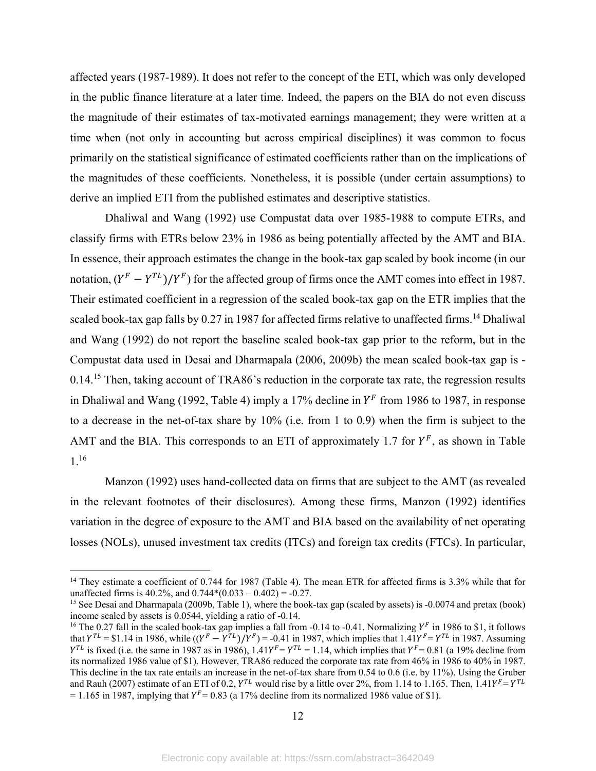affected years (1987-1989). It does not refer to the concept of the ETI, which was only developed in the public finance literature at a later time. Indeed, the papers on the BIA do not even discuss the magnitude of their estimates of tax-motivated earnings management; they were written at a time when (not only in accounting but across empirical disciplines) it was common to focus primarily on the statistical significance of estimated coefficients rather than on the implications of the magnitudes of these coefficients. Nonetheless, it is possible (under certain assumptions) to derive an implied ETI from the published estimates and descriptive statistics.

Dhaliwal and Wang (1992) use Compustat data over 1985-1988 to compute ETRs, and classify firms with ETRs below 23% in 1986 as being potentially affected by the AMT and BIA. In essence, their approach estimates the change in the book-tax gap scaled by book income (in our notation, $(Y^F - Y^{TL})/Y^F$) for the affected group of firms once the AMT comes into effect in 1987. Their estimated coefficient in a regression of the scaled book-tax gap on the ETR implies that the scaled book-tax gap falls by 0.27 in 1987 for affected firms relative to unaffected firms.[14] Dhaliwal and Wang (1992) do not report the baseline scaled book-tax gap prior to the reform, but in the Compustat data used in Desai and Dharmapala (2006, 2009b) the mean scaled book-tax gap is -0.14.[15] Then, taking account of TRA86's reduction in the corporate tax rate, the regression results in Dhaliwal and Wang (1992, Table 4) imply a 17% decline in $Y^F$ from 1986 to 1987, in response to a decrease in the net-of-tax share by 10% (i.e. from 1 to 0.9) when the firm is subject to the AMT and the BIA. This corresponds to an ETI of approximately 1.7 for $Y^F$, as shown in Table 1.[16]

Manzon (1992) uses hand-collected data on firms that are subject to the AMT (as revealed in the relevant footnotes of their disclosures). Among these firms, Manzon (1992) identifies variation in the degree of exposure to the AMT and BIA based on the availability of net operating losses (NOLs), unused investment tax credits (ITCs) and foreign tax credits (FTCs). In particular,

---

[14] They estimate a coefficient of 0.744 for 1987 (Table 4). The mean ETR for affected firms is 3.3% while that for unaffected firms is 40.2%, and 0.744\*(0.033 – 0.402) = -0.27.

[15] See Desai and Dharmapala (2009b, Table 1), where the book-tax gap (scaled by assets) is -0.0074 and pretax (book) income scaled by assets is 0.0544, yielding a ratio of -0.14.

[16] The 0.27 fall in the scaled book-tax gap implies a fall from -0.14 to -0.41. Normalizing $Y^F$ in 1986 to \$1, it follows that $Y^{TL}$ = \$1.14 in 1986, while $((Y^F - Y^{TL})/Y^F) = -0.41$ in 1987, which implies that $1.41Y^F = Y^{TL}$ in 1987. Assuming $Y^{TL}$ is fixed (i.e. the same in 1987 as in 1986), $1.41Y^F = Y^{TL} = 1.14$, which implies that $Y^F = 0.81$ (a 19% decline from its normalized 1986 value of \$1). However, TRA86 reduced the corporate tax rate from 46% in 1986 to 40% in 1987. This decline in the tax rate entails an increase in the net-of-tax share from 0.54 to 0.6 (i.e. by 11%). Using the Gruber and Rauh (2007) estimate of an ETI of 0.2, $Y^{TL}$ would rise by a little over 2%, from 1.14 to 1.165. Then, $1.41Y^F = Y^{TL} = 1.165$ in 1987, implying that $Y^F = 0.83$ (a 17% decline from its normalized 1986 value of \$1).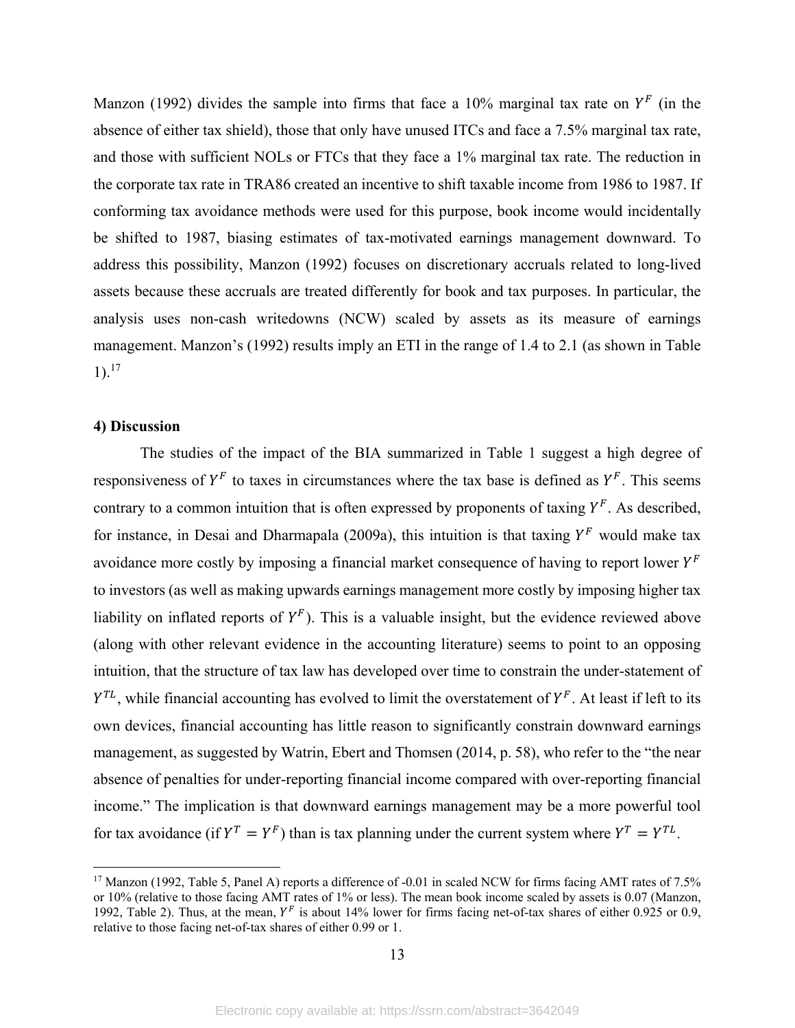Manzon (1992) divides the sample into firms that face a 10% marginal tax rate on $Y^F$ (in the absence of either tax shield), those that only have unused ITCs and face a 7.5% marginal tax rate, and those with sufficient NOLs or FTCs that they face a 1% marginal tax rate. The reduction in the corporate tax rate in TRA86 created an incentive to shift taxable income from 1986 to 1987. If conforming tax avoidance methods were used for this purpose, book income would incidentally be shifted to 1987, biasing estimates of tax-motivated earnings management downward. To address this possibility, Manzon (1992) focuses on discretionary accruals related to long-lived assets because these accruals are treated differently for book and tax purposes. In particular, the analysis uses non-cash writedowns (NCW) scaled by assets as its measure of earnings management. Manzon's (1992) results imply an ETI in the range of 1.4 to 2.1 (as shown in Table 1).[17]

#### 4) Discussion

The studies of the impact of the BIA summarized in Table 1 suggest a high degree of responsiveness of $Y^F$ to taxes in circumstances where the tax base is defined as $Y^F$. This seems contrary to a common intuition that is often expressed by proponents of taxing $Y^F$. As described, for instance, in Desai and Dharmapala (2009a), this intuition is that taxing $Y^F$ would make tax avoidance more costly by imposing a financial market consequence of having to report lower $Y^F$ to investors (as well as making upwards earnings management more costly by imposing higher tax liability on inflated reports of $Y^F$). This is a valuable insight, but the evidence reviewed above (along with other relevant evidence in the accounting literature) seems to point to an opposing intuition, that the structure of tax law has developed over time to constrain the under-statement of $Y^{TL}$, while financial accounting has evolved to limit the overstatement of $Y^F$. At least if left to its own devices, financial accounting has little reason to significantly constrain downward earnings management, as suggested by Watrin, Ebert and Thomsen (2014, p. 58), who refer to the "the near absence of penalties for under-reporting financial income compared with over-reporting financial income." The implication is that downward earnings management may be a more powerful tool for tax avoidance (if $Y^T = Y^F$) than is tax planning under the current system where $Y^T = Y^{TL}$.

---

[17] Manzon (1992, Table 5, Panel A) reports a difference of -0.01 in scaled NCW for firms facing AMT rates of 7.5% or 10% (relative to those facing AMT rates of 1% or less). The mean book income scaled by assets is 0.07 (Manzon, 1992, Table 2). Thus, at the mean, $Y^F$ is about 14% lower for firms facing net-of-tax shares of either 0.925 or 0.9, relative to those facing net-of-tax shares of either 0.99 or 1.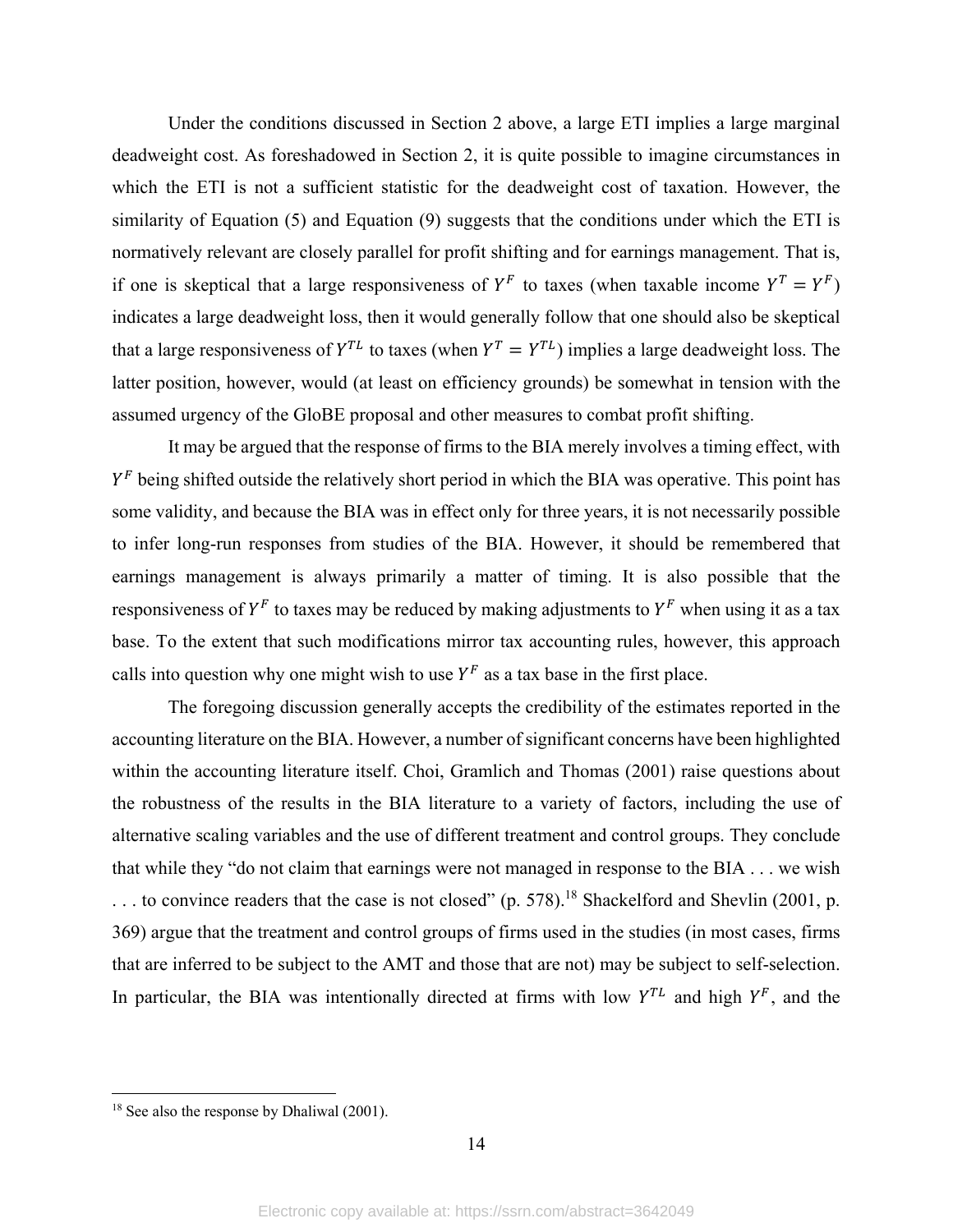Under the conditions discussed in Section 2 above, a large ETI implies a large marginal deadweight cost. As foreshadowed in Section 2, it is quite possible to imagine circumstances in which the ETI is not a sufficient statistic for the deadweight cost of taxation. However, the similarity of Equation (5) and Equation (9) suggests that the conditions under which the ETI is normatively relevant are closely parallel for profit shifting and for earnings management. That is, if one is skeptical that a large responsiveness of $Y^F$ to taxes (when taxable income $Y^T = Y^F$) indicates a large deadweight loss, then it would generally follow that one should also be skeptical that a large responsiveness of $Y^{TL}$ to taxes (when $Y^T = Y^{TL}$) implies a large deadweight loss. The latter position, however, would (at least on efficiency grounds) be somewhat in tension with the assumed urgency of the GloBE proposal and other measures to combat profit shifting.

It may be argued that the response of firms to the BIA merely involves a timing effect, with $Y^F$ being shifted outside the relatively short period in which the BIA was operative. This point has some validity, and because the BIA was in effect only for three years, it is not necessarily possible to infer long-run responses from studies of the BIA. However, it should be remembered that earnings management is always primarily a matter of timing. It is also possible that the responsiveness of $Y^F$ to taxes may be reduced by making adjustments to $Y^F$ when using it as a tax base. To the extent that such modifications mirror tax accounting rules, however, this approach calls into question why one might wish to use $Y^F$ as a tax base in the first place.

The foregoing discussion generally accepts the credibility of the estimates reported in the accounting literature on the BIA. However, a number of significant concerns have been highlighted within the accounting literature itself. Choi, Gramlich and Thomas (2001) raise questions about the robustness of the results in the BIA literature to a variety of factors, including the use of alternative scaling variables and the use of different treatment and control groups. They conclude that while they "do not claim that earnings were not managed in response to the BIA . . . we wish . . . to convince readers that the case is not closed" (p. 578).[18] Shackelford and Shevlin (2001, p. 369) argue that the treatment and control groups of firms used in the studies (in most cases, firms that are inferred to be subject to the AMT and those that are not) may be subject to self-selection. In particular, the BIA was intentionally directed at firms with low $Y^{TL}$ and high $Y^F$, and the

[18] See also the response by Dhaliwal (2001).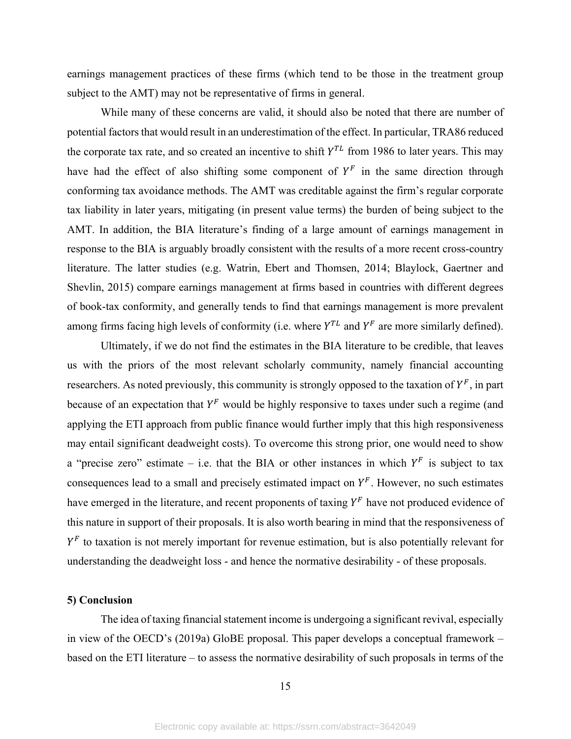earnings management practices of these firms (which tend to be those in the treatment group subject to the AMT) may not be representative of firms in general.

While many of these concerns are valid, it should also be noted that there are number of potential factors that would result in an underestimation of the effect. In particular, TRA86 reduced the corporate tax rate, and so created an incentive to shift $Y^{TL}$ from 1986 to later years. This may have had the effect of also shifting some component of $Y^{F}$ in the same direction through conforming tax avoidance methods. The AMT was creditable against the firm's regular corporate tax liability in later years, mitigating (in present value terms) the burden of being subject to the AMT. In addition, the BIA literature's finding of a large amount of earnings management in response to the BIA is arguably broadly consistent with the results of a more recent cross-country literature. The latter studies (e.g. Watrin, Ebert and Thomsen, 2014; Blaylock, Gaertner and Shevlin, 2015) compare earnings management at firms based in countries with different degrees of book-tax conformity, and generally tends to find that earnings management is more prevalent among firms facing high levels of conformity (i.e. where $Y^{TL}$ and $Y^{F}$ are more similarly defined).

Ultimately, if we do not find the estimates in the BIA literature to be credible, that leaves us with the priors of the most relevant scholarly community, namely financial accounting researchers. As noted previously, this community is strongly opposed to the taxation of $Y^{F}$, in part because of an expectation that $Y^{F}$ would be highly responsive to taxes under such a regime (and applying the ETI approach from public finance would further imply that this high responsiveness may entail significant deadweight costs). To overcome this strong prior, one would need to show a "precise zero" estimate – i.e. that the BIA or other instances in which $Y^{F}$ is subject to tax consequences lead to a small and precisely estimated impact on $Y^{F}$. However, no such estimates have emerged in the literature, and recent proponents of taxing $Y^{F}$ have not produced evidence of this nature in support of their proposals. It is also worth bearing in mind that the responsiveness of $Y^{F}$ to taxation is not merely important for revenue estimation, but is also potentially relevant for understanding the deadweight loss - and hence the normative desirability - of these proposals.

## 5) Conclusion

The idea of taxing financial statement income is undergoing a significant revival, especially in view of the OECD's (2019a) GloBE proposal. This paper develops a conceptual framework – based on the ETI literature – to assess the normative desirability of such proposals in terms of the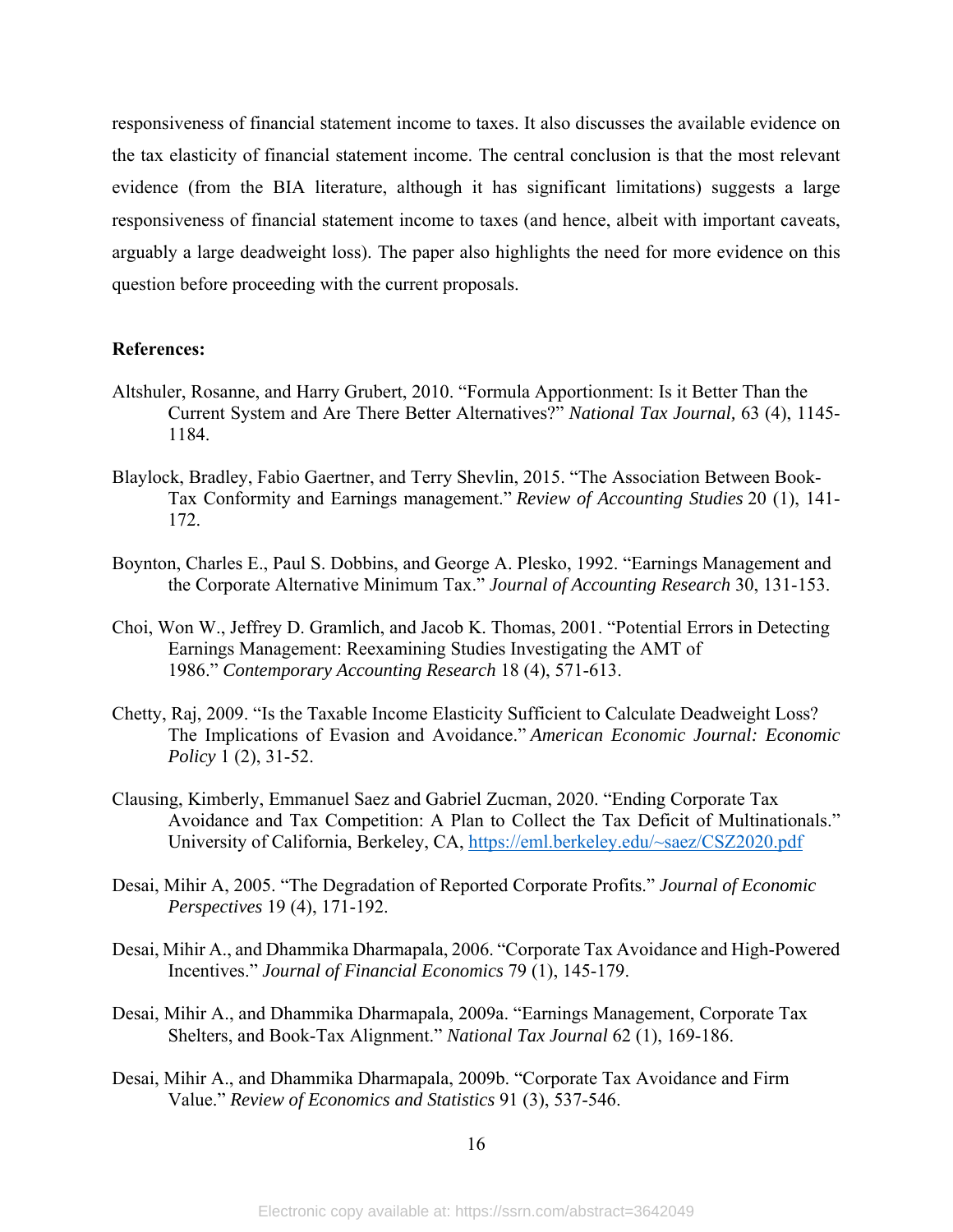responsiveness of financial statement income to taxes. It also discusses the available evidence on the tax elasticity of financial statement income. The central conclusion is that the most relevant evidence (from the BIA literature, although it has significant limitations) suggests a large responsiveness of financial statement income to taxes (and hence, albeit with important caveats, arguably a large deadweight loss). The paper also highlights the need for more evidence on this question before proceeding with the current proposals.

**References:**

Altshuler, Rosanne, and Harry Grubert, 2010. "Formula Apportionment: Is it Better Than the Current System and Are There Better Alternatives?" *National Tax Journal,* 63 (4), 1145-1184.

Blaylock, Bradley, Fabio Gaertner, and Terry Shevlin, 2015. "The Association Between Book-Tax Conformity and Earnings management." *Review of Accounting Studies* 20 (1), 141-172.

Boynton, Charles E., Paul S. Dobbins, and George A. Plesko, 1992. "Earnings Management and the Corporate Alternative Minimum Tax." *Journal of Accounting Research* 30, 131-153.

Choi, Won W., Jeffrey D. Gramlich, and Jacob K. Thomas, 2001. "Potential Errors in Detecting Earnings Management: Reexamining Studies Investigating the AMT of 1986." *Contemporary Accounting Research* 18 (4), 571-613.

Chetty, Raj, 2009. "Is the Taxable Income Elasticity Sufficient to Calculate Deadweight Loss? The Implications of Evasion and Avoidance." *American Economic Journal: Economic Policy* 1 (2), 31-52.

Clausing, Kimberly, Emmanuel Saez and Gabriel Zucman, 2020. "Ending Corporate Tax Avoidance and Tax Competition: A Plan to Collect the Tax Deficit of Multinationals." University of California, Berkeley, CA, https://eml.berkeley.edu/~saez/CSZ2020.pdf

Desai, Mihir A, 2005. "The Degradation of Reported Corporate Profits." *Journal of Economic Perspectives* 19 (4), 171-192.

Desai, Mihir A., and Dhammika Dharmapala, 2006. "Corporate Tax Avoidance and High-Powered Incentives." *Journal of Financial Economics* 79 (1), 145-179.

Desai, Mihir A., and Dhammika Dharmapala, 2009a. "Earnings Management, Corporate Tax Shelters, and Book-Tax Alignment." *National Tax Journal* 62 (1), 169-186.

Desai, Mihir A., and Dhammika Dharmapala, 2009b. "Corporate Tax Avoidance and Firm Value." *Review of Economics and Statistics* 91 (3), 537-546.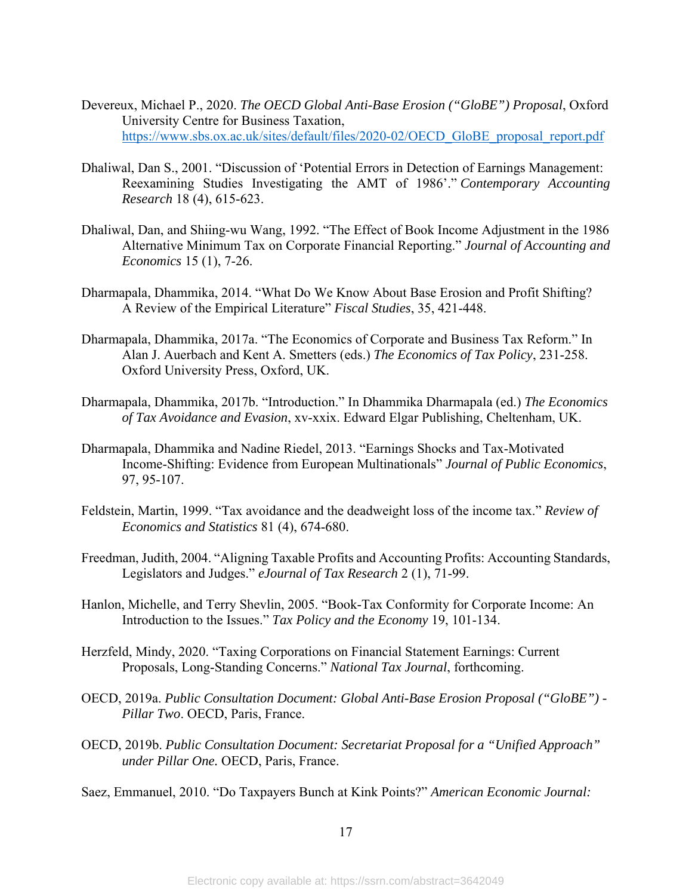Devereux, Michael P., 2020. *The OECD Global Anti-Base Erosion ("GloBE") Proposal*, Oxford University Centre for Business Taxation, https://www.sbs.ox.ac.uk/sites/default/files/2020-02/OECD_GloBE_proposal_report.pdf

Dhaliwal, Dan S., 2001. "Discussion of 'Potential Errors in Detection of Earnings Management: Reexamining Studies Investigating the AMT of 1986'." *Contemporary Accounting Research* 18 (4), 615-623.

Dhaliwal, Dan, and Shiing-wu Wang, 1992. "The Effect of Book Income Adjustment in the 1986 Alternative Minimum Tax on Corporate Financial Reporting." *Journal of Accounting and Economics* 15 (1), 7-26.

Dharmapala, Dhammika, 2014. "What Do We Know About Base Erosion and Profit Shifting? A Review of the Empirical Literature" *Fiscal Studies*, 35, 421-448.

Dharmapala, Dhammika, 2017a. "The Economics of Corporate and Business Tax Reform." In Alan J. Auerbach and Kent A. Smetters (eds.) *The Economics of Tax Policy*, 231-258. Oxford University Press, Oxford, UK.

Dharmapala, Dhammika, 2017b. "Introduction." In Dhammika Dharmapala (ed.) *The Economics of Tax Avoidance and Evasion*, xv-xxix. Edward Elgar Publishing, Cheltenham, UK.

Dharmapala, Dhammika and Nadine Riedel, 2013. "Earnings Shocks and Tax-Motivated Income-Shifting: Evidence from European Multinationals" *Journal of Public Economics*, 97, 95-107.

Feldstein, Martin, 1999. "Tax avoidance and the deadweight loss of the income tax." *Review of Economics and Statistics* 81 (4), 674-680.

Freedman, Judith, 2004. "Aligning Taxable Profits and Accounting Profits: Accounting Standards, Legislators and Judges." *eJournal of Tax Research* 2 (1), 71-99.

Hanlon, Michelle, and Terry Shevlin, 2005. "Book-Tax Conformity for Corporate Income: An Introduction to the Issues." *Tax Policy and the Economy* 19, 101-134.

Herzfeld, Mindy, 2020. "Taxing Corporations on Financial Statement Earnings: Current Proposals, Long-Standing Concerns." *National Tax Journal*, forthcoming.

OECD, 2019a. *Public Consultation Document: Global Anti-Base Erosion Proposal ("GloBE") - Pillar Two*. OECD, Paris, France.

OECD, 2019b. *Public Consultation Document: Secretariat Proposal for a "Unified Approach" under Pillar One.* OECD, Paris, France.

Saez, Emmanuel, 2010. "Do Taxpayers Bunch at Kink Points?" *American Economic Journal:*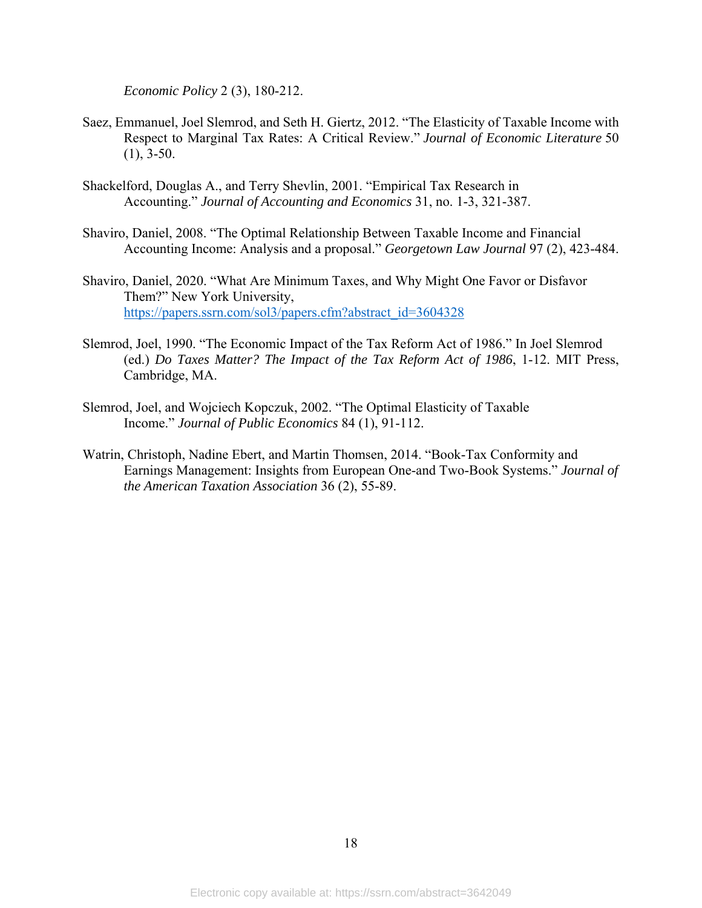*Economic Policy* 2 (3), 180-212.

Saez, Emmanuel, Joel Slemrod, and Seth H. Giertz, 2012. "The Elasticity of Taxable Income with Respect to Marginal Tax Rates: A Critical Review." *Journal of Economic Literature* 50 (1), 3-50.

Shackelford, Douglas A., and Terry Shevlin, 2001. "Empirical Tax Research in Accounting." *Journal of Accounting and Economics* 31, no. 1-3, 321-387.

Shaviro, Daniel, 2008. "The Optimal Relationship Between Taxable Income and Financial Accounting Income: Analysis and a proposal." *Georgetown Law Journal* 97 (2), 423-484.

Shaviro, Daniel, 2020. "What Are Minimum Taxes, and Why Might One Favor or Disfavor Them?" New York University, https://papers.ssrn.com/sol3/papers.cfm?abstract_id=3604328

Slemrod, Joel, 1990. "The Economic Impact of the Tax Reform Act of 1986." In Joel Slemrod (ed.) *Do Taxes Matter? The Impact of the Tax Reform Act of 1986*, 1-12. MIT Press, Cambridge, MA.

Slemrod, Joel, and Wojciech Kopczuk, 2002. "The Optimal Elasticity of Taxable Income." *Journal of Public Economics* 84 (1), 91-112.

Watrin, Christoph, Nadine Ebert, and Martin Thomsen, 2014. "Book-Tax Conformity and Earnings Management: Insights from European One-and Two-Book Systems." *Journal of the American Taxation Association* 36 (2), 55-89.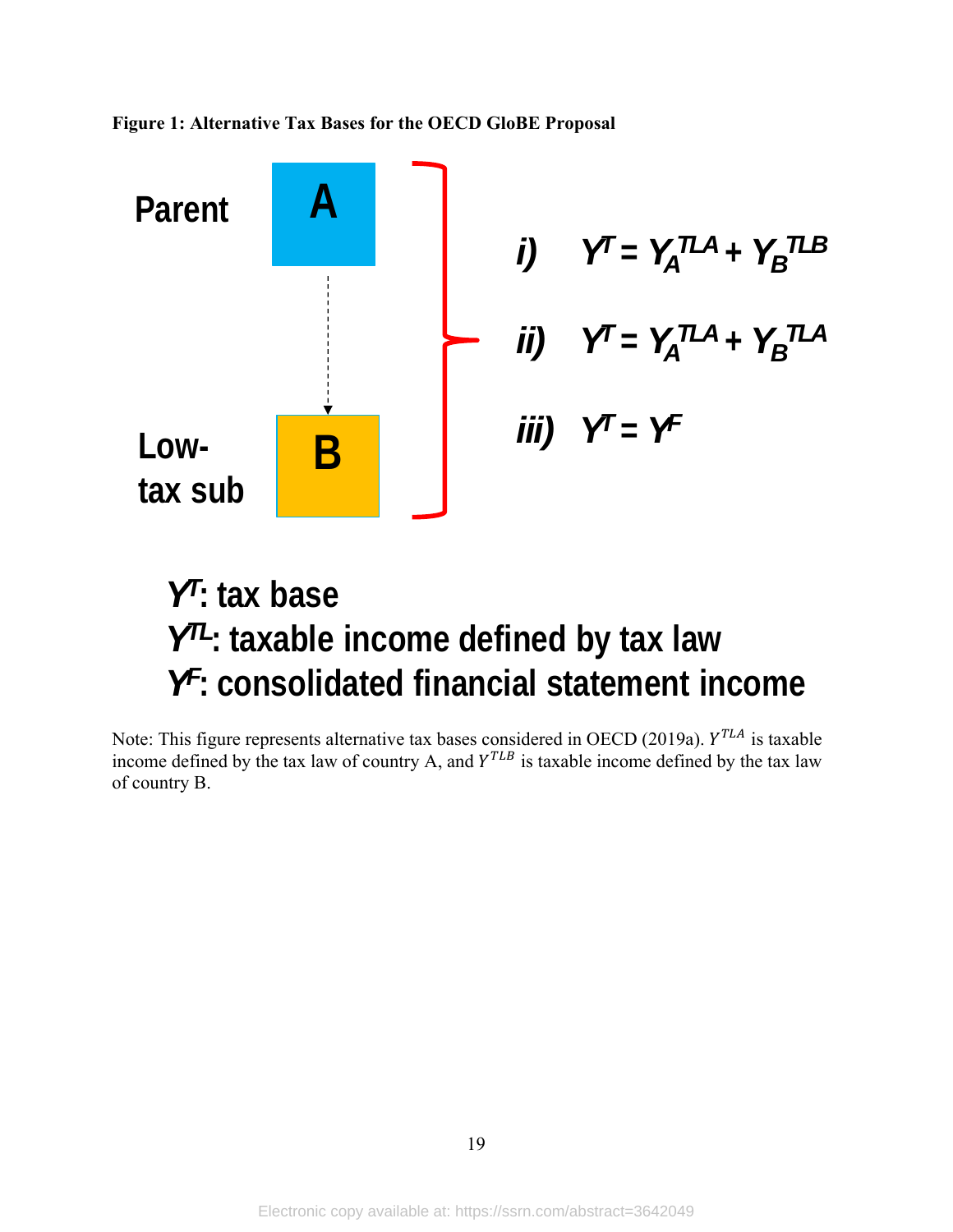**Figure 1: Alternative Tax Bases for the OECD GloBE Proposal**

Parent **A**

Low-tax sub **B**

*i)* $Y^T = Y_A^{TLA} + Y_B^{TLB}$

*ii)* $Y^T = Y_A^{TLA} + Y_B^{TLA}$

*iii)* $Y^T = Y^F$

$Y^T$: tax base

$Y^{TL}$: taxable income defined by tax law

$Y^F$: consolidated financial statement income

Note: This figure represents alternative tax bases considered in OECD (2019a). $Y^{TLA}$ is taxable income defined by the tax law of country A, and $Y^{TLB}$ is taxable income defined by the tax law of country B.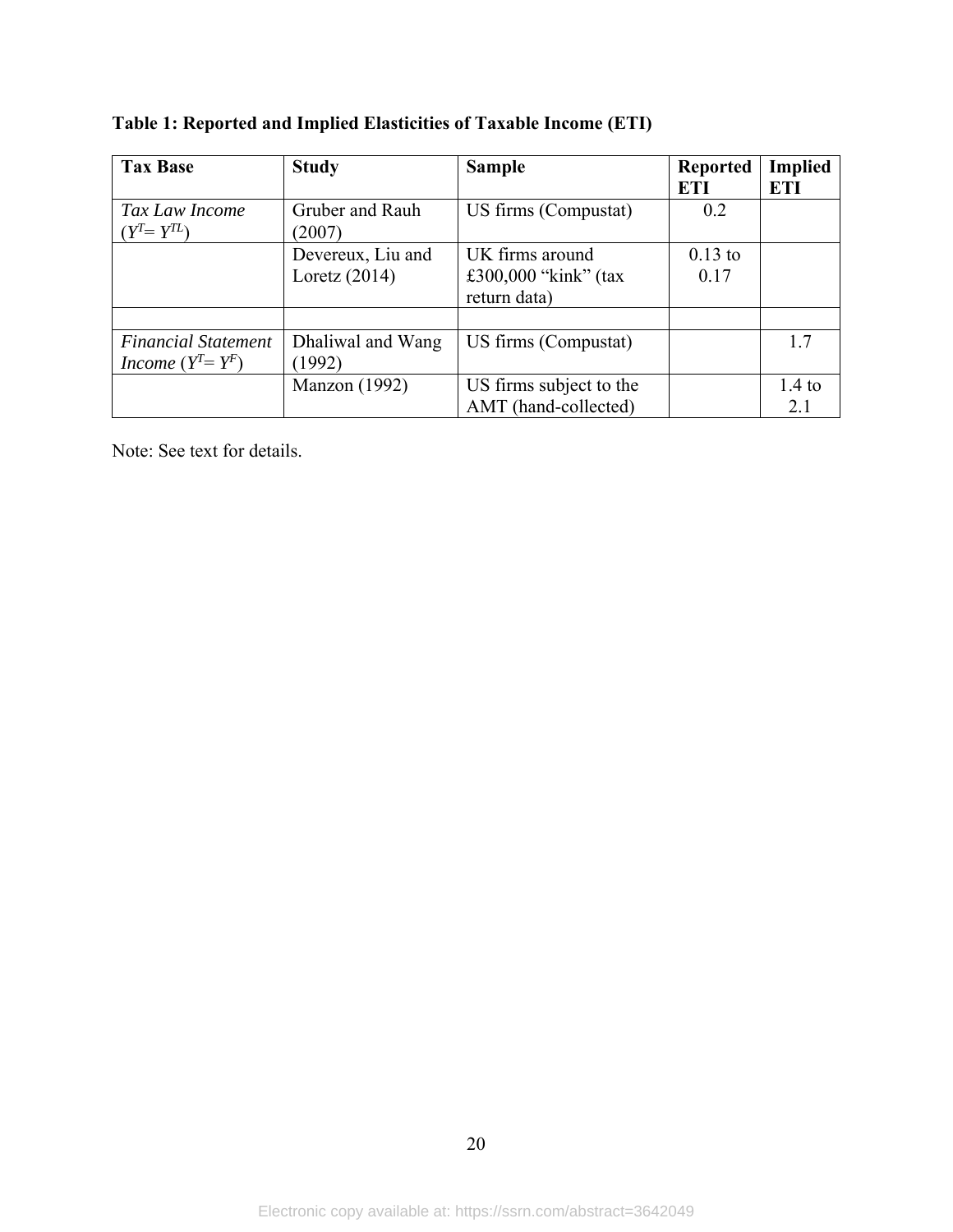**Table 1: Reported and Implied Elasticities of Taxable Income (ETI)**

| Tax Base | Study | Sample | Reported ETI | Implied ETI |
|---|---|---|---|---|
| *Tax Law Income* ($Y^T = Y^{TL}$) | Gruber and Rauh (2007) | US firms (Compustat) | 0.2 | |
| | Devereux, Liu and Loretz (2014) | UK firms around £300,000 "kink" (tax return data) | 0.13 to 0.17 | |
| | | | | |
| *Financial Statement Income* ($Y^T = Y^F$) | Dhaliwal and Wang (1992) | US firms (Compustat) | | 1.7 |
| | Manzon (1992) | US firms subject to the AMT (hand-collected) | | 1.4 to 2.1 |

Note: See text for details.